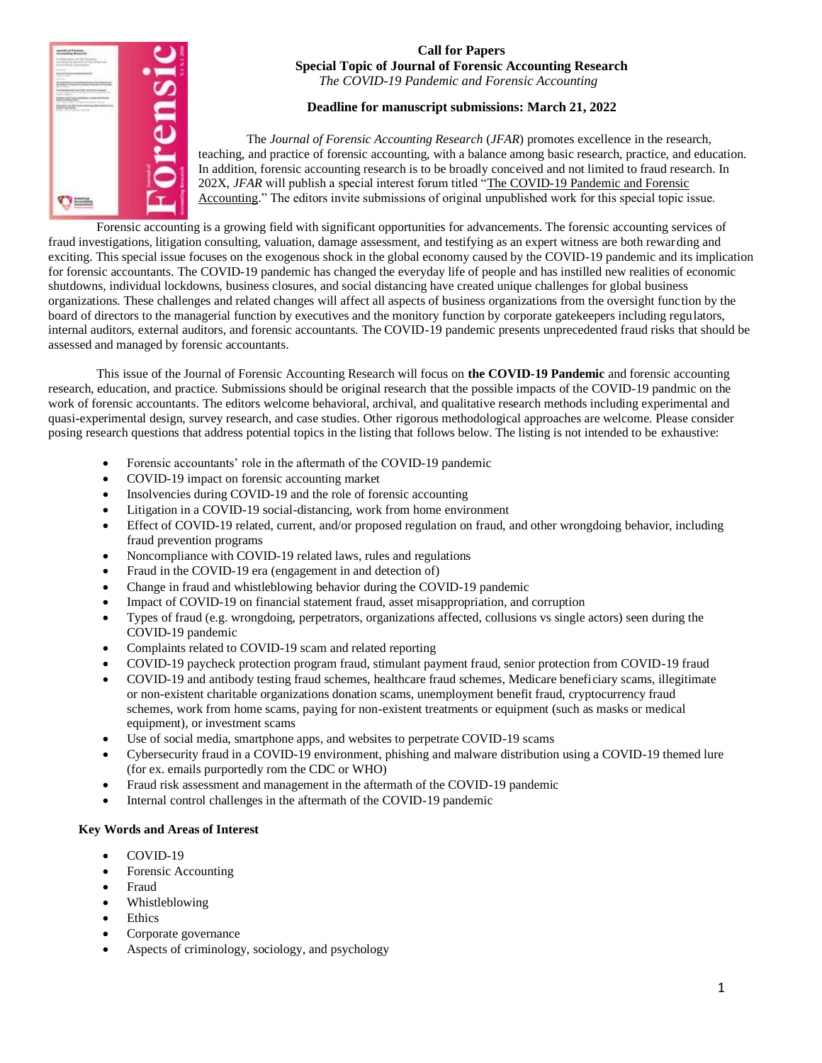**Call for Papers**
**Special Topic of Journal of Forensic Accounting Research**
*The COVID-19 Pandemic and Forensic Accounting*

**Deadline for manuscript submissions: March 21, 2022**

The *Journal of Forensic Accounting Research* (*JFAR*) promotes excellence in the research, teaching, and practice of forensic accounting, with a balance among basic research, practice, and education. In addition, forensic accounting research is to be broadly conceived and not limited to fraud research. In 202X, *JFAR* will publish a special interest forum titled "The COVID-19 Pandemic and Forensic Accounting." The editors invite submissions of original unpublished work for this special topic issue.

Forensic accounting is a growing field with significant opportunities for advancements. The forensic accounting services of fraud investigations, litigation consulting, valuation, damage assessment, and testifying as an expert witness are both rewarding and exciting. This special issue focuses on the exogenous shock in the global economy caused by the COVID-19 pandemic and its implication for forensic accountants. The COVID-19 pandemic has changed the everyday life of people and has instilled new realities of economic shutdowns, individual lockdowns, business closures, and social distancing have created unique challenges for global business organizations. These challenges and related changes will affect all aspects of business organizations from the oversight function by the board of directors to the managerial function by executives and the monitory function by corporate gatekeepers including regulators, internal auditors, external auditors, and forensic accountants. The COVID-19 pandemic presents unprecedented fraud risks that should be assessed and managed by forensic accountants.

This issue of the Journal of Forensic Accounting Research will focus on **the COVID-19 Pandemic** and forensic accounting research, education, and practice. Submissions should be original research that the possible impacts of the COVID-19 pandmic on the work of forensic accountants. The editors welcome behavioral, archival, and qualitative research methods including experimental and quasi-experimental design, survey research, and case studies. Other rigorous methodological approaches are welcome. Please consider posing research questions that address potential topics in the listing that follows below. The listing is not intended to be exhaustive:

- Forensic accountants' role in the aftermath of the COVID-19 pandemic
- COVID-19 impact on forensic accounting market
- Insolvencies during COVID-19 and the role of forensic accounting
- Litigation in a COVID-19 social-distancing, work from home environment
- Effect of COVID-19 related, current, and/or proposed regulation on fraud, and other wrongdoing behavior, including fraud prevention programs
- Noncompliance with COVID-19 related laws, rules and regulations
- Fraud in the COVID-19 era (engagement in and detection of)
- Change in fraud and whistleblowing behavior during the COVID-19 pandemic
- Impact of COVID-19 on financial statement fraud, asset misappropriation, and corruption
- Types of fraud (e.g. wrongdoing, perpetrators, organizations affected, collusions vs single actors) seen during the COVID-19 pandemic
- Complaints related to COVID-19 scam and related reporting
- COVID-19 paycheck protection program fraud, stimulant payment fraud, senior protection from COVID-19 fraud
- COVID-19 and antibody testing fraud schemes, healthcare fraud schemes, Medicare beneficiary scams, illegitimate or non-existent charitable organizations donation scams, unemployment benefit fraud, cryptocurrency fraud schemes, work from home scams, paying for non-existent treatments or equipment (such as masks or medical equipment), or investment scams
- Use of social media, smartphone apps, and websites to perpetrate COVID-19 scams
- Cybersecurity fraud in a COVID-19 environment, phishing and malware distribution using a COVID-19 themed lure (for ex. emails purportedly rom the CDC or WHO)
- Fraud risk assessment and management in the aftermath of the COVID-19 pandemic
- Internal control challenges in the aftermath of the COVID-19 pandemic

**Key Words and Areas of Interest**

- COVID-19
- Forensic Accounting
- Fraud
- Whistleblowing
- Ethics
- Corporate governance
- Aspects of criminology, sociology, and psychology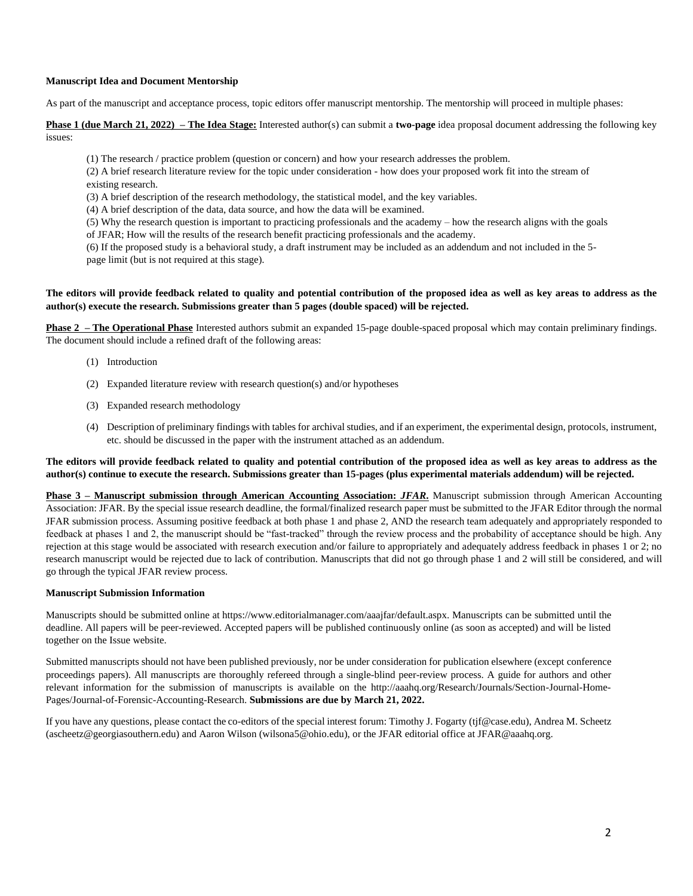**Manuscript Idea and Document Mentorship**

As part of the manuscript and acceptance process, topic editors offer manuscript mentorship. The mentorship will proceed in multiple phases:

**Phase 1 (due March 21, 2022) – The Idea Stage:** Interested author(s) can submit a **two-page** idea proposal document addressing the following key issues:

(1) The research / practice problem (question or concern) and how your research addresses the problem.
(2) A brief research literature review for the topic under consideration - how does your proposed work fit into the stream of existing research.
(3) A brief description of the research methodology, the statistical model, and the key variables.
(4) A brief description of the data, data source, and how the data will be examined.
(5) Why the research question is important to practicing professionals and the academy – how the research aligns with the goals of JFAR; How will the results of the research benefit practicing professionals and the academy.
(6) If the proposed study is a behavioral study, a draft instrument may be included as an addendum and not included in the 5-page limit (but is not required at this stage).

**The editors will provide feedback related to quality and potential contribution of the proposed idea as well as key areas to address as the author(s) execute the research. Submissions greater than 5 pages (double spaced) will be rejected.**

**Phase 2 – The Operational Phase** Interested authors submit an expanded 15-page double-spaced proposal which may contain preliminary findings. The document should include a refined draft of the following areas:

(1) Introduction

(2) Expanded literature review with research question(s) and/or hypotheses

(3) Expanded research methodology

(4) Description of preliminary findings with tables for archival studies, and if an experiment, the experimental design, protocols, instrument, etc. should be discussed in the paper with the instrument attached as an addendum.

**The editors will provide feedback related to quality and potential contribution of the proposed idea as well as key areas to address as the author(s) continue to execute the research. Submissions greater than 15-pages (plus experimental materials addendum) will be rejected.**

**Phase 3 – Manuscript submission through American Accounting Association: *JFAR*.** Manuscript submission through American Accounting Association: JFAR. By the special issue research deadline, the formal/finalized research paper must be submitted to the JFAR Editor through the normal JFAR submission process. Assuming positive feedback at both phase 1 and phase 2, AND the research team adequately and appropriately responded to feedback at phases 1 and 2, the manuscript should be "fast-tracked" through the review process and the probability of acceptance should be high. Any rejection at this stage would be associated with research execution and/or failure to appropriately and adequately address feedback in phases 1 or 2; no research manuscript would be rejected due to lack of contribution. Manuscripts that did not go through phase 1 and 2 will still be considered, and will go through the typical JFAR review process.

**Manuscript Submission Information**

Manuscripts should be submitted online at https://www.editorialmanager.com/aaajfar/default.aspx. Manuscripts can be submitted until the deadline. All papers will be peer-reviewed. Accepted papers will be published continuously online (as soon as accepted) and will be listed together on the Issue website.

Submitted manuscripts should not have been published previously, nor be under consideration for publication elsewhere (except conference proceedings papers). All manuscripts are thoroughly refereed through a single-blind peer-review process. A guide for authors and other relevant information for the submission of manuscripts is available on the http://aaahq.org/Research/Journals/Section-Journal-Home-Pages/Journal-of-Forensic-Accounting-Research. **Submissions are due by March 21, 2022.**

If you have any questions, please contact the co-editors of the special interest forum: Timothy J. Fogarty (tjf@case.edu), Andrea M. Scheetz (ascheetz@georgiasouthern.edu) and Aaron Wilson (wilsona5@ohio.edu), or the JFAR editorial office at JFAR@aaahq.org.